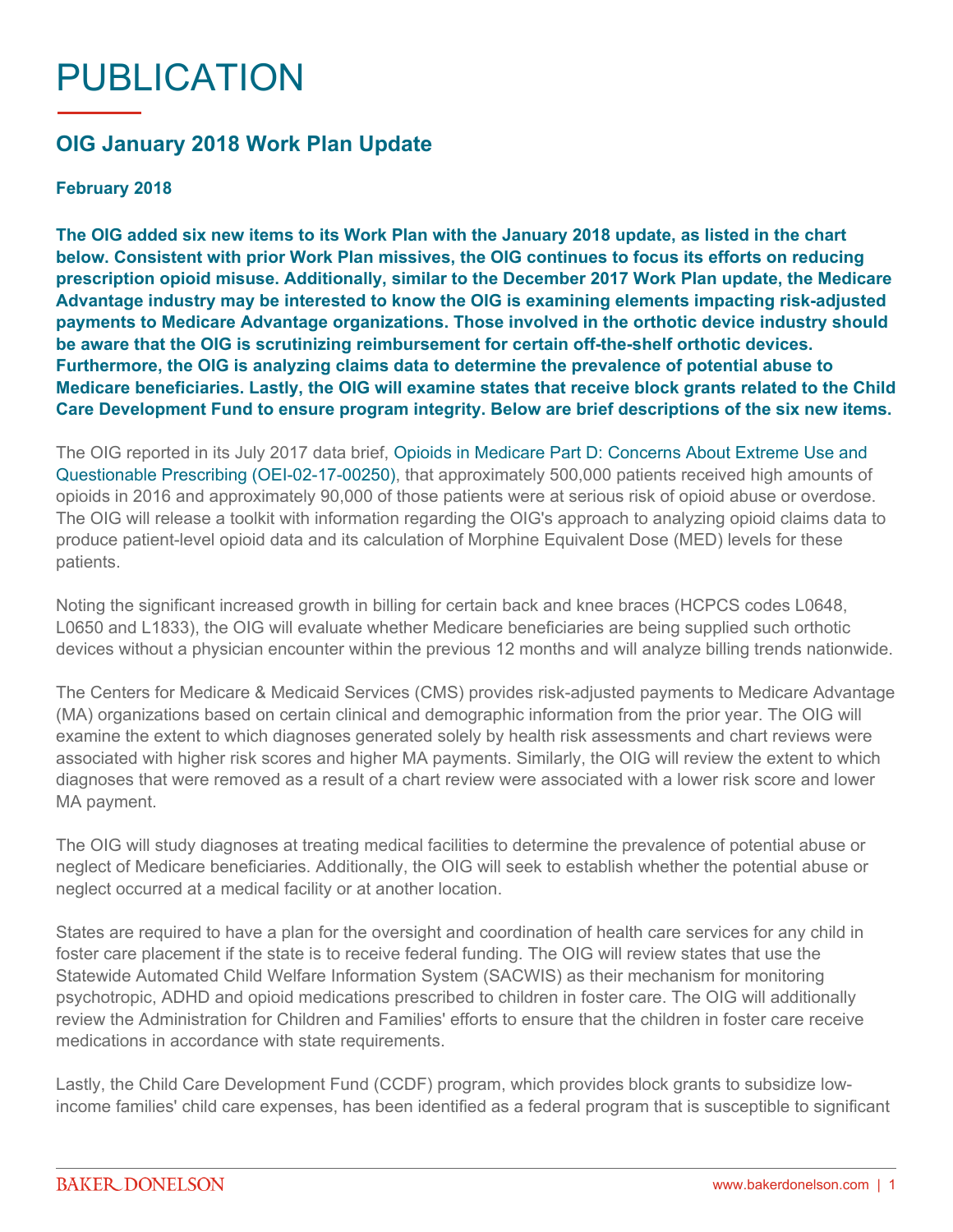# PUBLICATION

## OIG January 2018 Work Plan Update

**February 2018**

**The OIG added six new items to its Work Plan with the January 2018 update, as listed in the chart below. Consistent with prior Work Plan missives, the OIG continues to focus its efforts on reducing prescription opioid misuse. Additionally, similar to the December 2017 Work Plan update, the Medicare Advantage industry may be interested to know the OIG is examining elements impacting risk-adjusted payments to Medicare Advantage organizations. Those involved in the orthotic device industry should be aware that the OIG is scrutinizing reimbursement for certain off-the-shelf orthotic devices. Furthermore, the OIG is analyzing claims data to determine the prevalence of potential abuse to Medicare beneficiaries. Lastly, the OIG will examine states that receive block grants related to the Child Care Development Fund to ensure program integrity. Below are brief descriptions of the six new items.**

The OIG reported in its July 2017 data brief, Opioids in Medicare Part D: Concerns About Extreme Use and Questionable Prescribing (OEI-02-17-00250), that approximately 500,000 patients received high amounts of opioids in 2016 and approximately 90,000 of those patients were at serious risk of opioid abuse or overdose. The OIG will release a toolkit with information regarding the OIG's approach to analyzing opioid claims data to produce patient-level opioid data and its calculation of Morphine Equivalent Dose (MED) levels for these patients.

Noting the significant increased growth in billing for certain back and knee braces (HCPCS codes L0648, L0650 and L1833), the OIG will evaluate whether Medicare beneficiaries are being supplied such orthotic devices without a physician encounter within the previous 12 months and will analyze billing trends nationwide.

The Centers for Medicare & Medicaid Services (CMS) provides risk-adjusted payments to Medicare Advantage (MA) organizations based on certain clinical and demographic information from the prior year. The OIG will examine the extent to which diagnoses generated solely by health risk assessments and chart reviews were associated with higher risk scores and higher MA payments. Similarly, the OIG will review the extent to which diagnoses that were removed as a result of a chart review were associated with a lower risk score and lower MA payment.

The OIG will study diagnoses at treating medical facilities to determine the prevalence of potential abuse or neglect of Medicare beneficiaries. Additionally, the OIG will seek to establish whether the potential abuse or neglect occurred at a medical facility or at another location.

States are required to have a plan for the oversight and coordination of health care services for any child in foster care placement if the state is to receive federal funding. The OIG will review states that use the Statewide Automated Child Welfare Information System (SACWIS) as their mechanism for monitoring psychotropic, ADHD and opioid medications prescribed to children in foster care. The OIG will additionally review the Administration for Children and Families' efforts to ensure that the children in foster care receive medications in accordance with state requirements.

Lastly, the Child Care Development Fund (CCDF) program, which provides block grants to subsidize low-income families' child care expenses, has been identified as a federal program that is susceptible to significant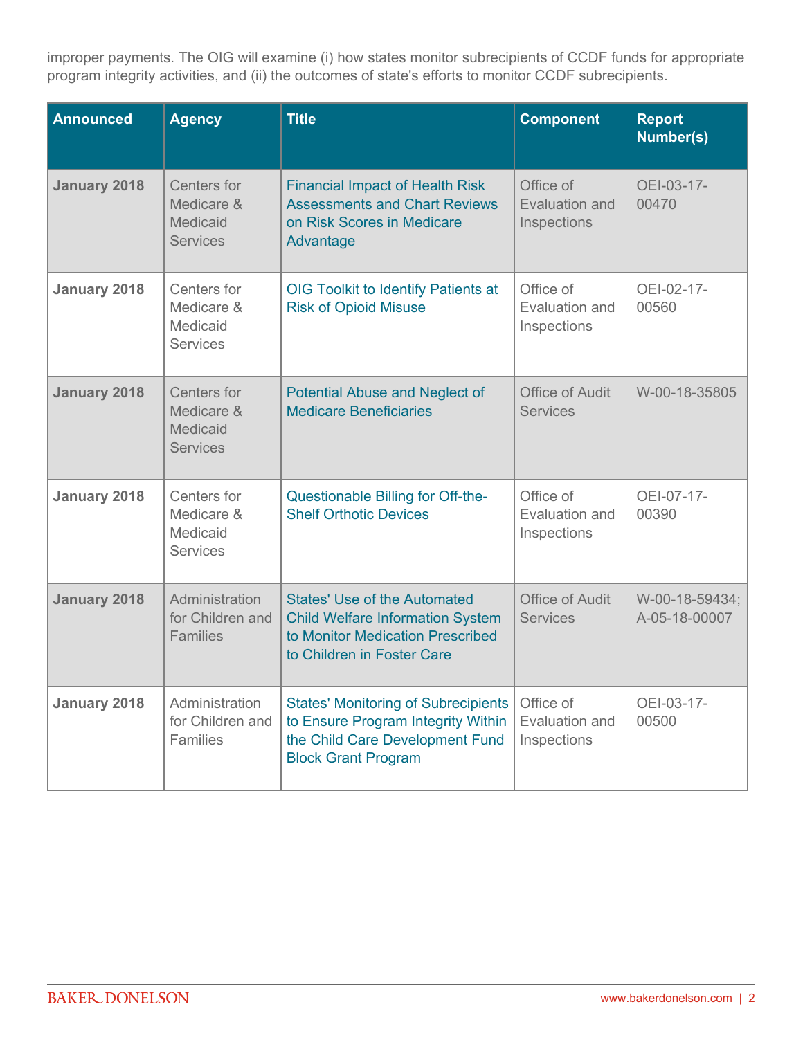improper payments. The OIG will examine (i) how states monitor subrecipients of CCDF funds for appropriate program integrity activities, and (ii) the outcomes of state's efforts to monitor CCDF subrecipients.

| Announced | Agency | Title | Component | Report Number(s) |
|---|---|---|---|---|
| **January 2018** | Centers for Medicare & Medicaid Services | Financial Impact of Health Risk Assessments and Chart Reviews on Risk Scores in Medicare Advantage | Office of Evaluation and Inspections | OEI-03-17-00470 |
| **January 2018** | Centers for Medicare & Medicaid Services | OIG Toolkit to Identify Patients at Risk of Opioid Misuse | Office of Evaluation and Inspections | OEI-02-17-00560 |
| **January 2018** | Centers for Medicare & Medicaid Services | Potential Abuse and Neglect of Medicare Beneficiaries | Office of Audit Services | W-00-18-35805 |
| **January 2018** | Centers for Medicare & Medicaid Services | Questionable Billing for Off-the-Shelf Orthotic Devices | Office of Evaluation and Inspections | OEI-07-17-00390 |
| **January 2018** | Administration for Children and Families | States' Use of the Automated Child Welfare Information System to Monitor Medication Prescribed to Children in Foster Care | Office of Audit Services | W-00-18-59434; A-05-18-00007 |
| **January 2018** | Administration for Children and Families | States' Monitoring of Subrecipients to Ensure Program Integrity Within the Child Care Development Fund Block Grant Program | Office of Evaluation and Inspections | OEI-03-17-00500 |